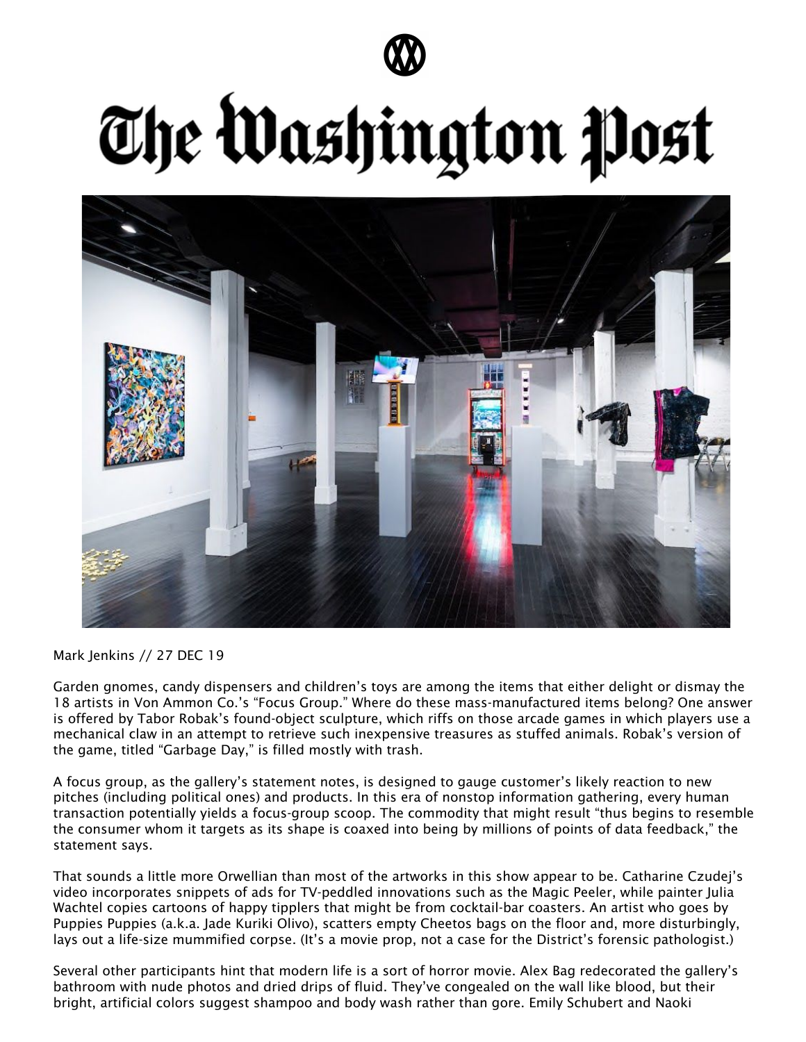# The Washington Post

Mark Jenkins // 27 DEC 19

Garden gnomes, candy dispensers and children's toys are among the items that either delight or dismay the 18 artists in Von Ammon Co.'s "Focus Group." Where do these mass-manufactured items belong? One answer is offered by Tabor Robak's found-object sculpture, which riffs on those arcade games in which players use a mechanical claw in an attempt to retrieve such inexpensive treasures as stuffed animals. Robak's version of the game, titled "Garbage Day," is filled mostly with trash.

A focus group, as the gallery's statement notes, is designed to gauge customer's likely reaction to new pitches (including political ones) and products. In this era of nonstop information gathering, every human transaction potentially yields a focus-group scoop. The commodity that might result "thus begins to resemble the consumer whom it targets as its shape is coaxed into being by millions of points of data feedback," the statement says.

That sounds a little more Orwellian than most of the artworks in this show appear to be. Catharine Czudej's video incorporates snippets of ads for TV-peddled innovations such as the Magic Peeler, while painter Julia Wachtel copies cartoons of happy tipplers that might be from cocktail-bar coasters. An artist who goes by Puppies Puppies (a.k.a. Jade Kuriki Olivo), scatters empty Cheetos bags on the floor and, more disturbingly, lays out a life-size mummified corpse. (It's a movie prop, not a case for the District's forensic pathologist.)

Several other participants hint that modern life is a sort of horror movie. Alex Bag redecorated the gallery's bathroom with nude photos and dried drips of fluid. They've congealed on the wall like blood, but their bright, artificial colors suggest shampoo and body wash rather than gore. Emily Schubert and Naoki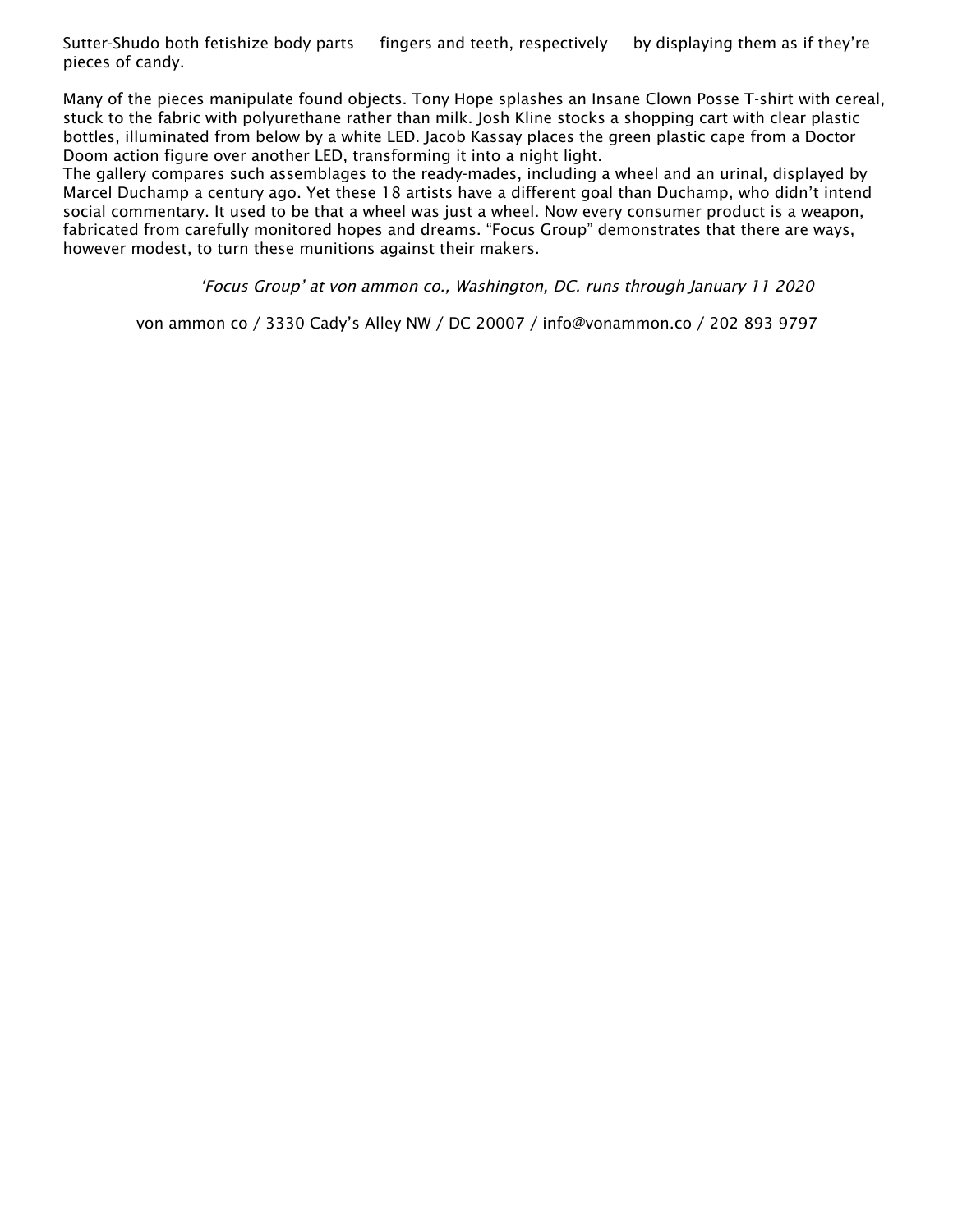Sutter-Shudo both fetishize body parts — fingers and teeth, respectively — by displaying them as if they're pieces of candy.

Many of the pieces manipulate found objects. Tony Hope splashes an Insane Clown Posse T-shirt with cereal, stuck to the fabric with polyurethane rather than milk. Josh Kline stocks a shopping cart with clear plastic bottles, illuminated from below by a white LED. Jacob Kassay places the green plastic cape from a Doctor Doom action figure over another LED, transforming it into a night light.

The gallery compares such assemblages to the ready-mades, including a wheel and an urinal, displayed by Marcel Duchamp a century ago. Yet these 18 artists have a different goal than Duchamp, who didn't intend social commentary. It used to be that a wheel was just a wheel. Now every consumer product is a weapon, fabricated from carefully monitored hopes and dreams. "Focus Group" demonstrates that there are ways, however modest, to turn these munitions against their makers.

*'Focus Group' at von ammon co., Washington, DC. runs through January 11 2020*

von ammon co / 3330 Cady's Alley NW / DC 20007 / info@vonammon.co / 202 893 9797